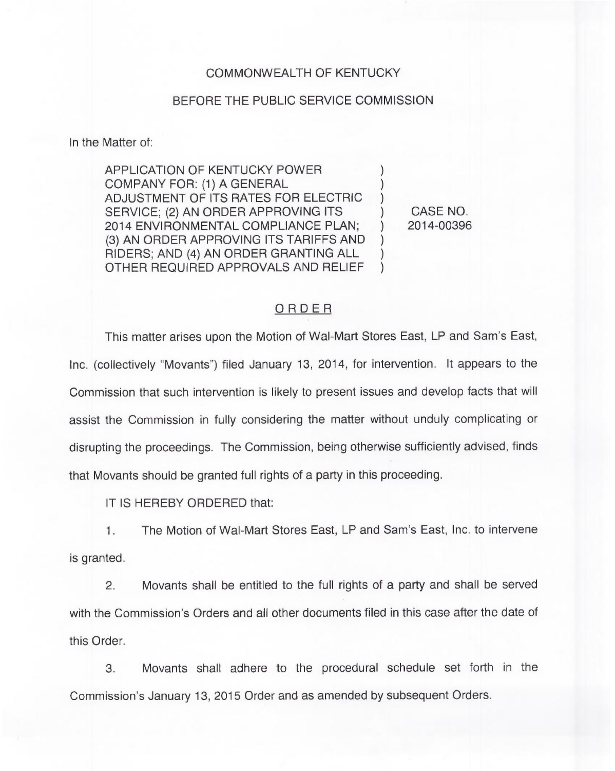COMMONWEALTH OF KENTUCKY

BEFORE THE PUBLIC SERVICE COMMISSION

In the Matter of:

| | | |
|---|---|---|
| APPLICATION OF KENTUCKY POWER COMPANY FOR: (1) A GENERAL ADJUSTMENT OF ITS RATES FOR ELECTRIC SERVICE; (2) AN ORDER APPROVING ITS 2014 ENVIRONMENTAL COMPLIANCE PLAN; (3) AN ORDER APPROVING ITS TARIFFS AND RIDERS; AND (4) AN ORDER GRANTING ALL OTHER REQUIRED APPROVALS AND RELIEF | ) | CASE NO. 2014-00396 |

## ORDER

This matter arises upon the Motion of Wal-Mart Stores East, LP and Sam's East, Inc. (collectively "Movants") filed January 13, 2014, for intervention. It appears to the Commission that such intervention is likely to present issues and develop facts that will assist the Commission in fully considering the matter without unduly complicating or disrupting the proceedings. The Commission, being otherwise sufficiently advised, finds that Movants should be granted full rights of a party in this proceeding.

IT IS HEREBY ORDERED that:

1. The Motion of Wal-Mart Stores East, LP and Sam's East, Inc. to intervene is granted.

2. Movants shall be entitled to the full rights of a party and shall be served with the Commission's Orders and all other documents filed in this case after the date of this Order.

3. Movants shall adhere to the procedural schedule set forth in the Commission's January 13, 2015 Order and as amended by subsequent Orders.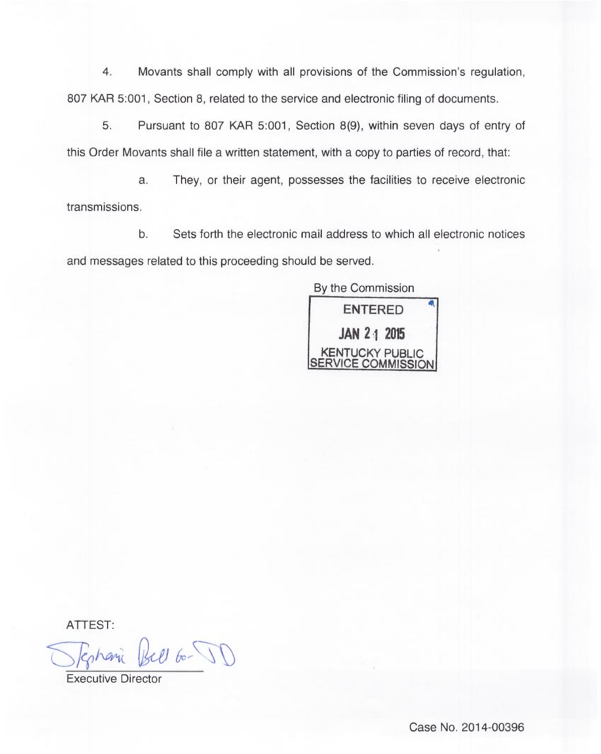4. Movants shall comply with all provisions of the Commission's regulation, 807 KAR 5:001, Section 8, related to the service and electronic filing of documents.

5. Pursuant to 807 KAR 5:001, Section 8(9), within seven days of entry of this Order Movants shall file a written statement, with a copy to parties of record, that:

a. They, or their agent, possesses the facilities to receive electronic transmissions.

b. Sets forth the electronic mail address to which all electronic notices and messages related to this proceeding should be served.

By the Commission

ENTERED
JAN 21 2015
KENTUCKY PUBLIC SERVICE COMMISSION

ATTEST:

Stephanie Bell for JD

Executive Director

Case No. 2014-00396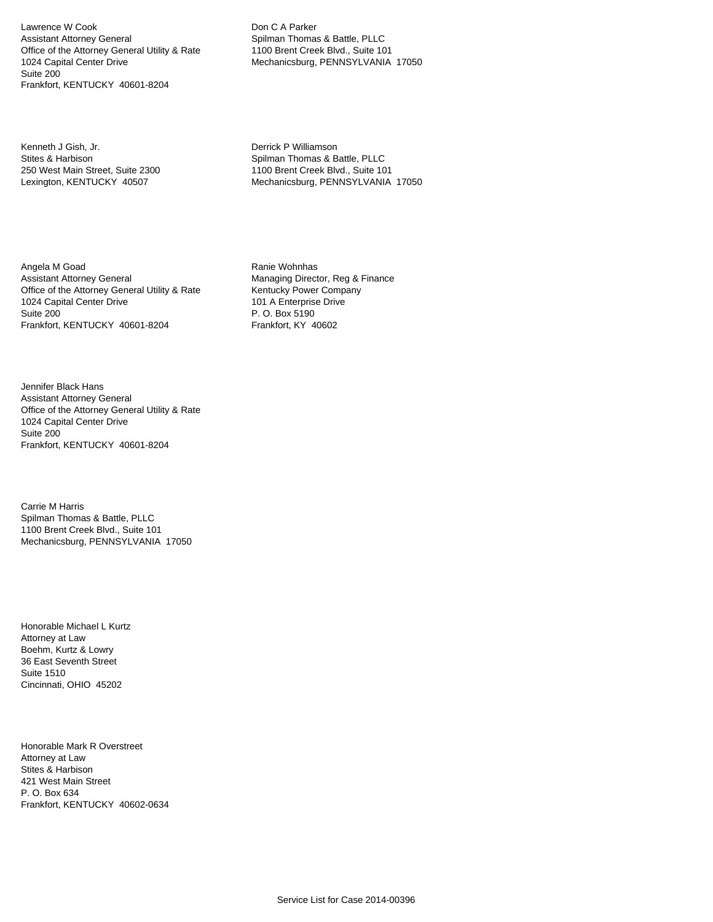Lawrence W Cook
Assistant Attorney General
Office of the Attorney General Utility & Rate
1024 Capital Center Drive
Suite 200
Frankfort, KENTUCKY 40601-8204

Kenneth J Gish, Jr.
Stites & Harbison
250 West Main Street, Suite 2300
Lexington, KENTUCKY 40507

Angela M Goad
Assistant Attorney General
Office of the Attorney General Utility & Rate
1024 Capital Center Drive
Suite 200
Frankfort, KENTUCKY 40601-8204

Jennifer Black Hans
Assistant Attorney General
Office of the Attorney General Utility & Rate
1024 Capital Center Drive
Suite 200
Frankfort, KENTUCKY 40601-8204

Carrie M Harris
Spilman Thomas & Battle, PLLC
1100 Brent Creek Blvd., Suite 101
Mechanicsburg, PENNSYLVANIA 17050

Honorable Michael L Kurtz
Attorney at Law
Boehm, Kurtz & Lowry
36 East Seventh Street
Suite 1510
Cincinnati, OHIO 45202

Honorable Mark R Overstreet
Attorney at Law
Stites & Harbison
421 West Main Street
P. O. Box 634
Frankfort, KENTUCKY 40602-0634

Don C A Parker
Spilman Thomas & Battle, PLLC
1100 Brent Creek Blvd., Suite 101
Mechanicsburg, PENNSYLVANIA 17050

Derrick P Williamson
Spilman Thomas & Battle, PLLC
1100 Brent Creek Blvd., Suite 101
Mechanicsburg, PENNSYLVANIA 17050

Ranie Wohnhas
Managing Director, Reg & Finance
Kentucky Power Company
101 A Enterprise Drive
P. O. Box 5190
Frankfort, KY 40602

Service List for Case 2014-00396